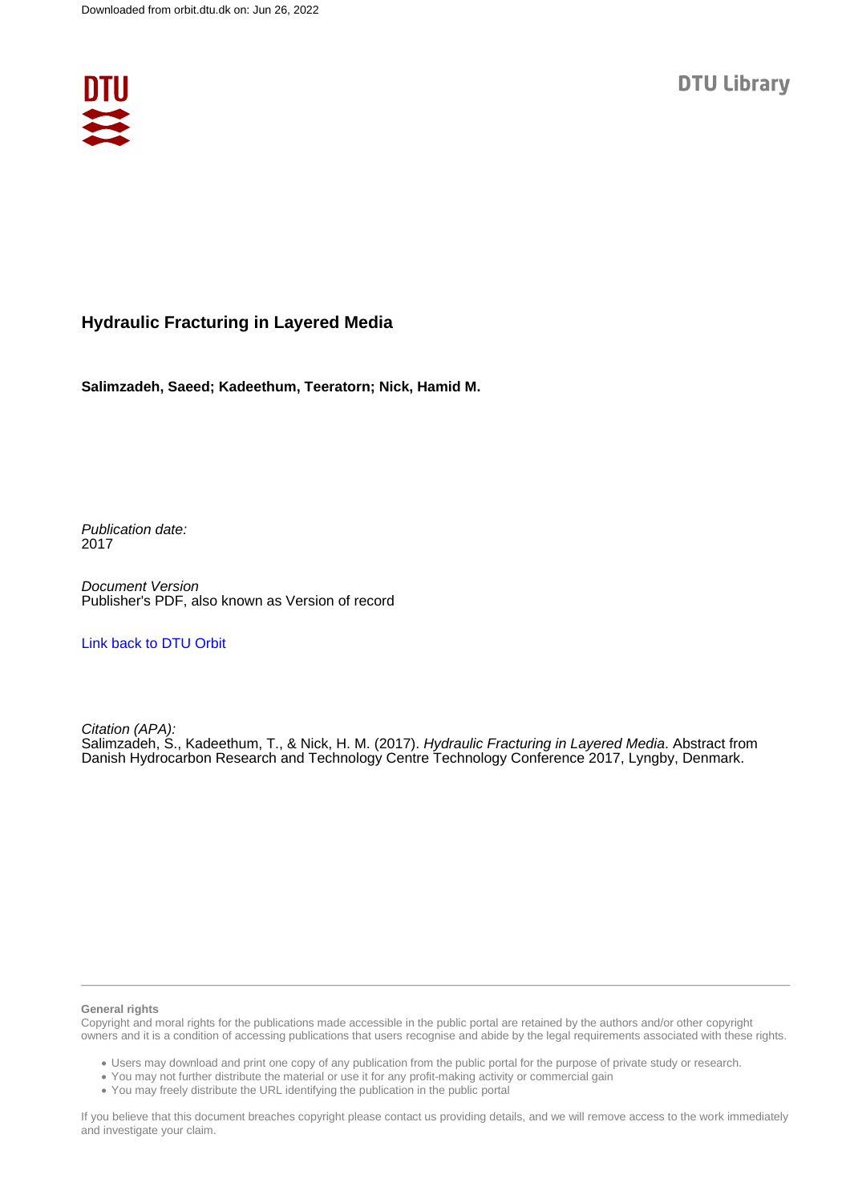Downloaded from orbit.dtu.dk on: Jun 26, 2022

DTU Library

# Hydraulic Fracturing in Layered Media

**Salimzadeh, Saeed; Kadeethum, Teeratorn; Nick, Hamid M.**

*Publication date:*
2017

*Document Version*
Publisher's PDF, also known as Version of record

[Link back to DTU Orbit](https://orbit.dtu.dk)

*Citation (APA):*
Salimzadeh, S., Kadeethum, T., & Nick, H. M. (2017). *Hydraulic Fracturing in Layered Media*. Abstract from Danish Hydrocarbon Research and Technology Centre Technology Conference 2017, Lyngby, Denmark.

**General rights**

Copyright and moral rights for the publications made accessible in the public portal are retained by the authors and/or other copyright owners and it is a condition of accessing publications that users recognise and abide by the legal requirements associated with these rights.

- Users may download and print one copy of any publication from the public portal for the purpose of private study or research.
- You may not further distribute the material or use it for any profit-making activity or commercial gain
- You may freely distribute the URL identifying the publication in the public portal

If you believe that this document breaches copyright please contact us providing details, and we will remove access to the work immediately and investigate your claim.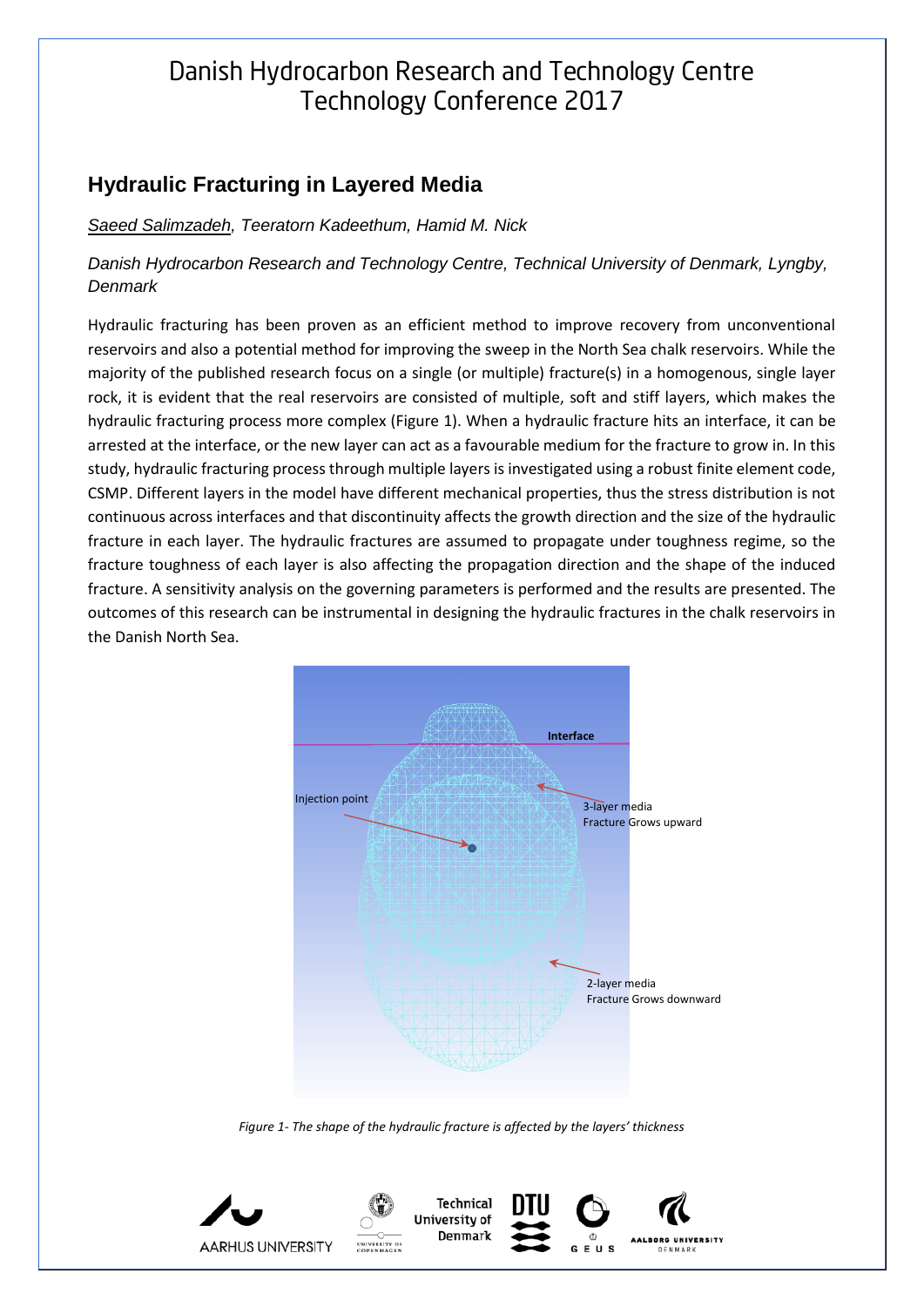# Danish Hydrocarbon Research and Technology Centre Technology Conference 2017

## Hydraulic Fracturing in Layered Media

*Saeed Salimzadeh, Teeratorn Kadeethum, Hamid M. Nick*

*Danish Hydrocarbon Research and Technology Centre, Technical University of Denmark, Lyngby, Denmark*

Hydraulic fracturing has been proven as an efficient method to improve recovery from unconventional reservoirs and also a potential method for improving the sweep in the North Sea chalk reservoirs. While the majority of the published research focus on a single (or multiple) fracture(s) in a homogenous, single layer rock, it is evident that the real reservoirs are consisted of multiple, soft and stiff layers, which makes the hydraulic fracturing process more complex (Figure 1). When a hydraulic fracture hits an interface, it can be arrested at the interface, or the new layer can act as a favourable medium for the fracture to grow in. In this study, hydraulic fracturing process through multiple layers is investigated using a robust finite element code, CSMP. Different layers in the model have different mechanical properties, thus the stress distribution is not continuous across interfaces and that discontinuity affects the growth direction and the size of the hydraulic fracture in each layer. The hydraulic fractures are assumed to propagate under toughness regime, so the fracture toughness of each layer is also affecting the propagation direction and the shape of the induced fracture. A sensitivity analysis on the governing parameters is performed and the results are presented. The outcomes of this research can be instrumental in designing the hydraulic fractures in the chalk reservoirs in the Danish North Sea.

Interface

Injection point

3-layer media
Fracture Grows upward

2-layer media
Fracture Grows downward

*Figure 1- The shape of the hydraulic fracture is affected by the layers' thickness*